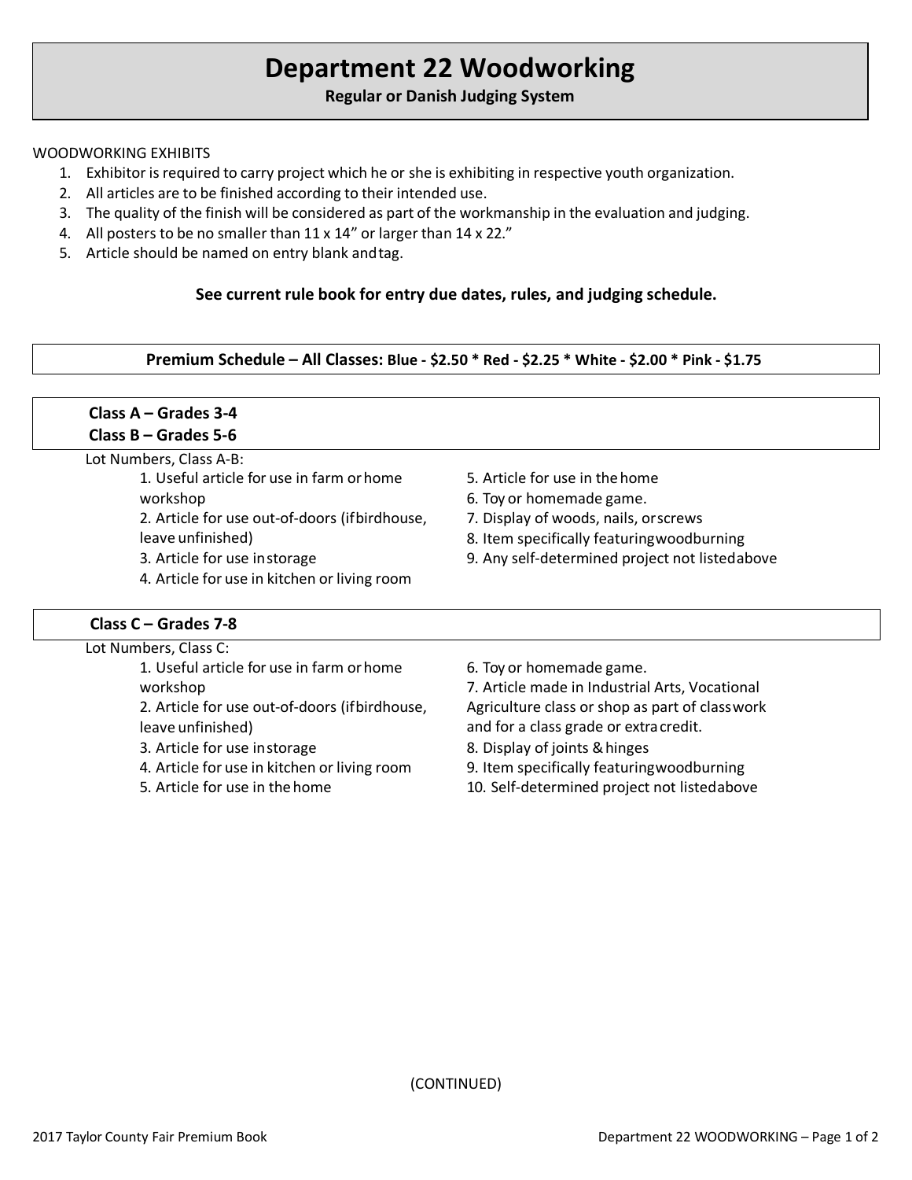# Department 22 Woodworking

**Regular or Danish Judging System**

WOODWORKING EXHIBITS

1. Exhibitor is required to carry project which he or she is exhibiting in respective youth organization.
2. All articles are to be finished according to their intended use.
3. The quality of the finish will be considered as part of the workmanship in the evaluation and judging.
4. All posters to be no smaller than 11 x 14" or larger than 14 x 22."
5. Article should be named on entry blank and tag.

**See current rule book for entry due dates, rules, and judging schedule.**

**Premium Schedule – All Classes: Blue - $2.50 * Red - $2.25 * White - $2.00 * Pink - $1.75**

**Class A – Grades 3-4**
**Class B – Grades 5-6**

Lot Numbers, Class A-B:

1. Useful article for use in farm or home workshop
2. Article for use out-of-doors (if birdhouse, leave unfinished)
3. Article for use in storage
4. Article for use in kitchen or living room
5. Article for use in the home
6. Toy or homemade game.
7. Display of woods, nails, or screws
8. Item specifically featuring woodburning
9. Any self-determined project not listed above

**Class C – Grades 7-8**

Lot Numbers, Class C:

1. Useful article for use in farm or home workshop
2. Article for use out-of-doors (if birdhouse, leave unfinished)
3. Article for use in storage
4. Article for use in kitchen or living room
5. Article for use in the home
6. Toy or homemade game.
7. Article made in Industrial Arts, Vocational Agriculture class or shop as part of classwork and for a class grade or extra credit.
8. Display of joints & hinges
9. Item specifically featuring woodburning
10. Self-determined project not listed above

(CONTINUED)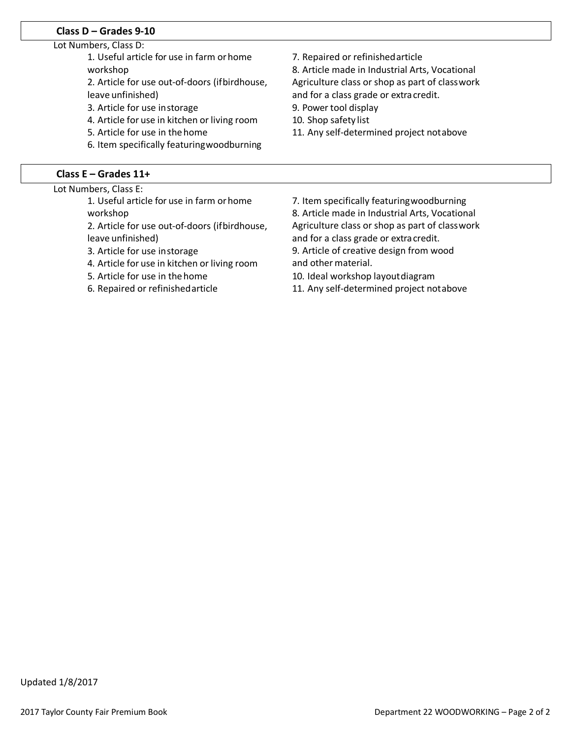## Class D – Grades 9-10

Lot Numbers, Class D:

1. Useful article for use in farm or home workshop
2. Article for use out-of-doors (if birdhouse, leave unfinished)
3. Article for use in storage
4. Article for use in kitchen or living room
5. Article for use in the home
6. Item specifically featuring woodburning
7. Repaired or refinished article
8. Article made in Industrial Arts, Vocational Agriculture class or shop as part of class work and for a class grade or extra credit.
9. Power tool display
10. Shop safety list
11. Any self-determined project not above

## Class E – Grades 11+

Lot Numbers, Class E:

1. Useful article for use in farm or home workshop
2. Article for use out-of-doors (if birdhouse, leave unfinished)
3. Article for use in storage
4. Article for use in kitchen or living room
5. Article for use in the home
6. Repaired or refinished article
7. Item specifically featuring woodburning
8. Article made in Industrial Arts, Vocational Agriculture class or shop as part of class work and for a class grade or extra credit.
9. Article of creative design from wood and other material.
10. Ideal workshop layout diagram
11. Any self-determined project not above

Updated 1/8/2017